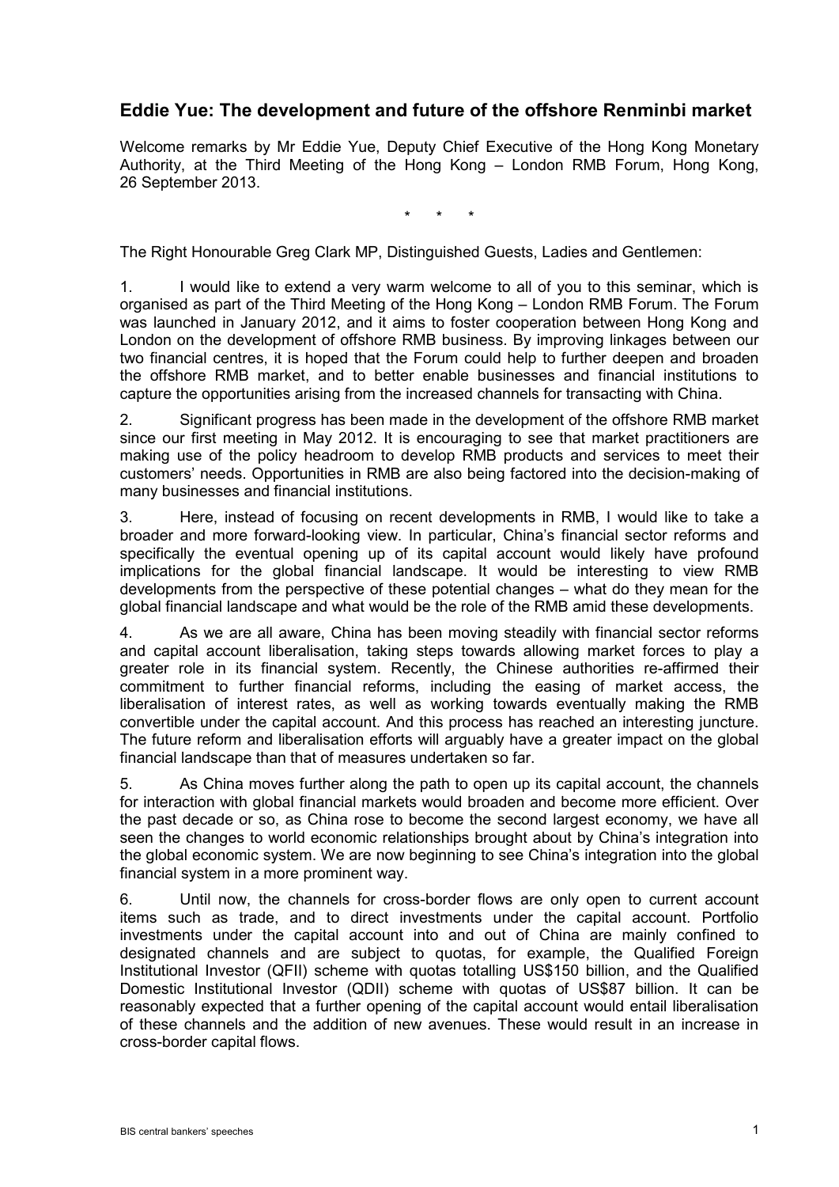## Eddie Yue: The development and future of the offshore Renminbi market

Welcome remarks by Mr Eddie Yue, Deputy Chief Executive of the Hong Kong Monetary Authority, at the Third Meeting of the Hong Kong – London RMB Forum, Hong Kong, 26 September 2013.

\* \* \*

The Right Honourable Greg Clark MP, Distinguished Guests, Ladies and Gentlemen:

1. I would like to extend a very warm welcome to all of you to this seminar, which is organised as part of the Third Meeting of the Hong Kong – London RMB Forum. The Forum was launched in January 2012, and it aims to foster cooperation between Hong Kong and London on the development of offshore RMB business. By improving linkages between our two financial centres, it is hoped that the Forum could help to further deepen and broaden the offshore RMB market, and to better enable businesses and financial institutions to capture the opportunities arising from the increased channels for transacting with China.

2. Significant progress has been made in the development of the offshore RMB market since our first meeting in May 2012. It is encouraging to see that market practitioners are making use of the policy headroom to develop RMB products and services to meet their customers' needs. Opportunities in RMB are also being factored into the decision-making of many businesses and financial institutions.

3. Here, instead of focusing on recent developments in RMB, I would like to take a broader and more forward-looking view. In particular, China's financial sector reforms and specifically the eventual opening up of its capital account would likely have profound implications for the global financial landscape. It would be interesting to view RMB developments from the perspective of these potential changes – what do they mean for the global financial landscape and what would be the role of the RMB amid these developments.

4. As we are all aware, China has been moving steadily with financial sector reforms and capital account liberalisation, taking steps towards allowing market forces to play a greater role in its financial system. Recently, the Chinese authorities re-affirmed their commitment to further financial reforms, including the easing of market access, the liberalisation of interest rates, as well as working towards eventually making the RMB convertible under the capital account. And this process has reached an interesting juncture. The future reform and liberalisation efforts will arguably have a greater impact on the global financial landscape than that of measures undertaken so far.

5. As China moves further along the path to open up its capital account, the channels for interaction with global financial markets would broaden and become more efficient. Over the past decade or so, as China rose to become the second largest economy, we have all seen the changes to world economic relationships brought about by China's integration into the global economic system. We are now beginning to see China's integration into the global financial system in a more prominent way.

6. Until now, the channels for cross-border flows are only open to current account items such as trade, and to direct investments under the capital account. Portfolio investments under the capital account into and out of China are mainly confined to designated channels and are subject to quotas, for example, the Qualified Foreign Institutional Investor (QFII) scheme with quotas totalling US$150 billion, and the Qualified Domestic Institutional Investor (QDII) scheme with quotas of US$87 billion. It can be reasonably expected that a further opening of the capital account would entail liberalisation of these channels and the addition of new avenues. These would result in an increase in cross-border capital flows.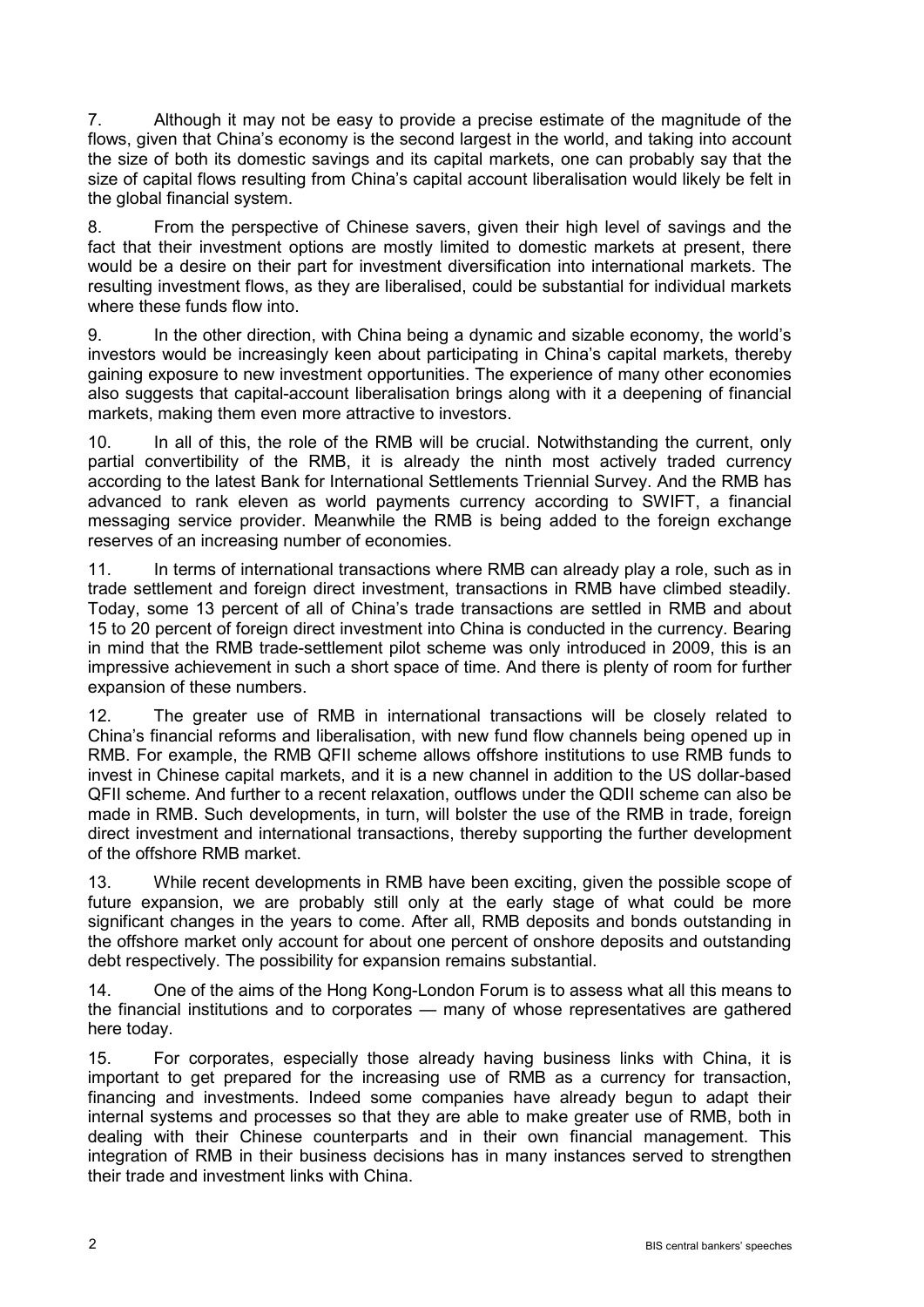7. Although it may not be easy to provide a precise estimate of the magnitude of the flows, given that China's economy is the second largest in the world, and taking into account the size of both its domestic savings and its capital markets, one can probably say that the size of capital flows resulting from China's capital account liberalisation would likely be felt in the global financial system.

8. From the perspective of Chinese savers, given their high level of savings and the fact that their investment options are mostly limited to domestic markets at present, there would be a desire on their part for investment diversification into international markets. The resulting investment flows, as they are liberalised, could be substantial for individual markets where these funds flow into.

9. In the other direction, with China being a dynamic and sizable economy, the world's investors would be increasingly keen about participating in China's capital markets, thereby gaining exposure to new investment opportunities. The experience of many other economies also suggests that capital-account liberalisation brings along with it a deepening of financial markets, making them even more attractive to investors.

10. In all of this, the role of the RMB will be crucial. Notwithstanding the current, only partial convertibility of the RMB, it is already the ninth most actively traded currency according to the latest Bank for International Settlements Triennial Survey. And the RMB has advanced to rank eleven as world payments currency according to SWIFT, a financial messaging service provider. Meanwhile the RMB is being added to the foreign exchange reserves of an increasing number of economies.

11. In terms of international transactions where RMB can already play a role, such as in trade settlement and foreign direct investment, transactions in RMB have climbed steadily. Today, some 13 percent of all of China's trade transactions are settled in RMB and about 15 to 20 percent of foreign direct investment into China is conducted in the currency. Bearing in mind that the RMB trade-settlement pilot scheme was only introduced in 2009, this is an impressive achievement in such a short space of time. And there is plenty of room for further expansion of these numbers.

12. The greater use of RMB in international transactions will be closely related to China's financial reforms and liberalisation, with new fund flow channels being opened up in RMB. For example, the RMB QFII scheme allows offshore institutions to use RMB funds to invest in Chinese capital markets, and it is a new channel in addition to the US dollar-based QFII scheme. And further to a recent relaxation, outflows under the QDII scheme can also be made in RMB. Such developments, in turn, will bolster the use of the RMB in trade, foreign direct investment and international transactions, thereby supporting the further development of the offshore RMB market.

13. While recent developments in RMB have been exciting, given the possible scope of future expansion, we are probably still only at the early stage of what could be more significant changes in the years to come. After all, RMB deposits and bonds outstanding in the offshore market only account for about one percent of onshore deposits and outstanding debt respectively. The possibility for expansion remains substantial.

14. One of the aims of the Hong Kong-London Forum is to assess what all this means to the financial institutions and to corporates — many of whose representatives are gathered here today.

15. For corporates, especially those already having business links with China, it is important to get prepared for the increasing use of RMB as a currency for transaction, financing and investments. Indeed some companies have already begun to adapt their internal systems and processes so that they are able to make greater use of RMB, both in dealing with their Chinese counterparts and in their own financial management. This integration of RMB in their business decisions has in many instances served to strengthen their trade and investment links with China.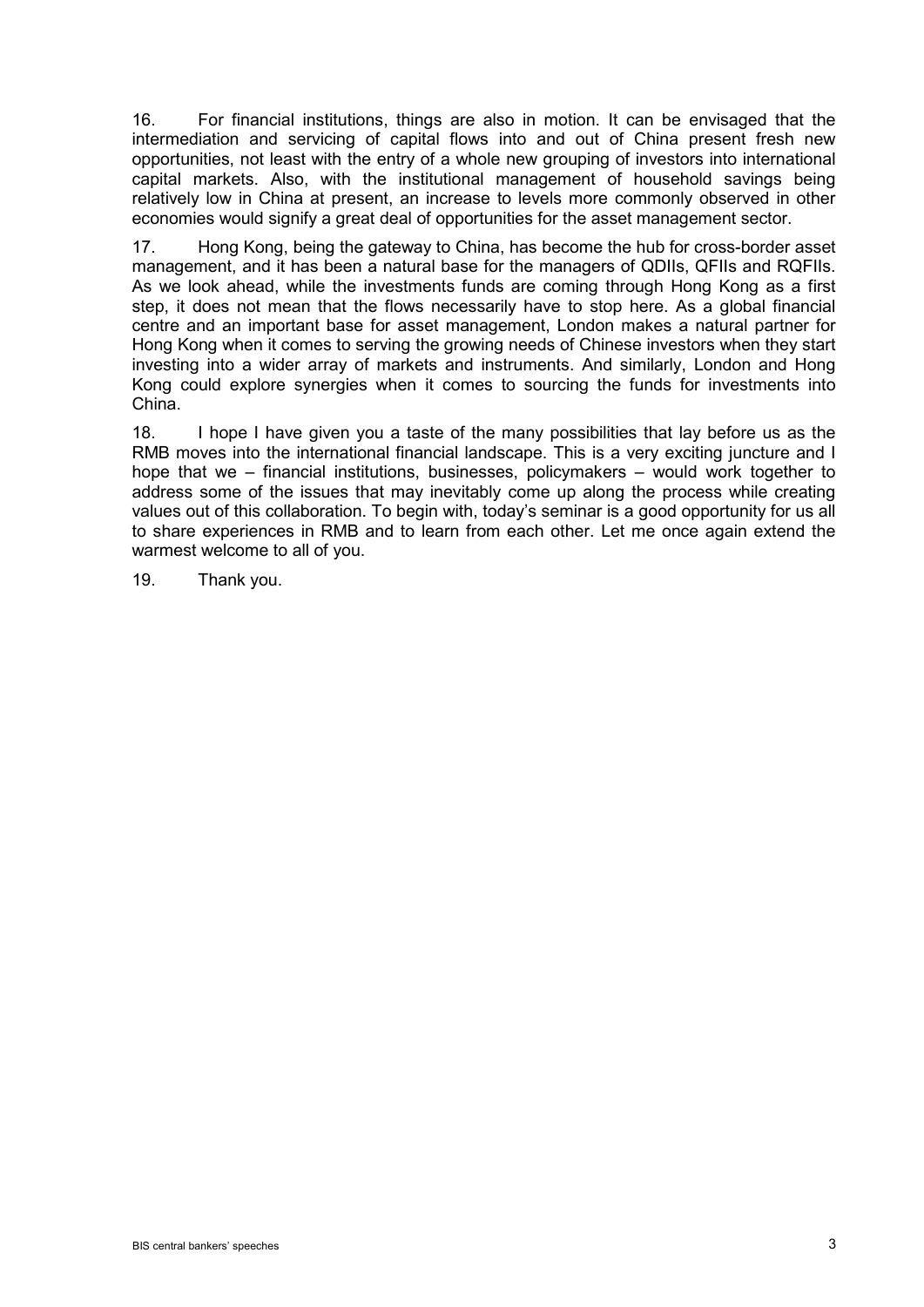16. For financial institutions, things are also in motion. It can be envisaged that the intermediation and servicing of capital flows into and out of China present fresh new opportunities, not least with the entry of a whole new grouping of investors into international capital markets. Also, with the institutional management of household savings being relatively low in China at present, an increase to levels more commonly observed in other economies would signify a great deal of opportunities for the asset management sector.

17. Hong Kong, being the gateway to China, has become the hub for cross-border asset management, and it has been a natural base for the managers of QDIIs, QFIIs and RQFIIs. As we look ahead, while the investments funds are coming through Hong Kong as a first step, it does not mean that the flows necessarily have to stop here. As a global financial centre and an important base for asset management, London makes a natural partner for Hong Kong when it comes to serving the growing needs of Chinese investors when they start investing into a wider array of markets and instruments. And similarly, London and Hong Kong could explore synergies when it comes to sourcing the funds for investments into China.

18. I hope I have given you a taste of the many possibilities that lay before us as the RMB moves into the international financial landscape. This is a very exciting juncture and I hope that we – financial institutions, businesses, policymakers – would work together to address some of the issues that may inevitably come up along the process while creating values out of this collaboration. To begin with, today's seminar is a good opportunity for us all to share experiences in RMB and to learn from each other. Let me once again extend the warmest welcome to all of you.

19. Thank you.